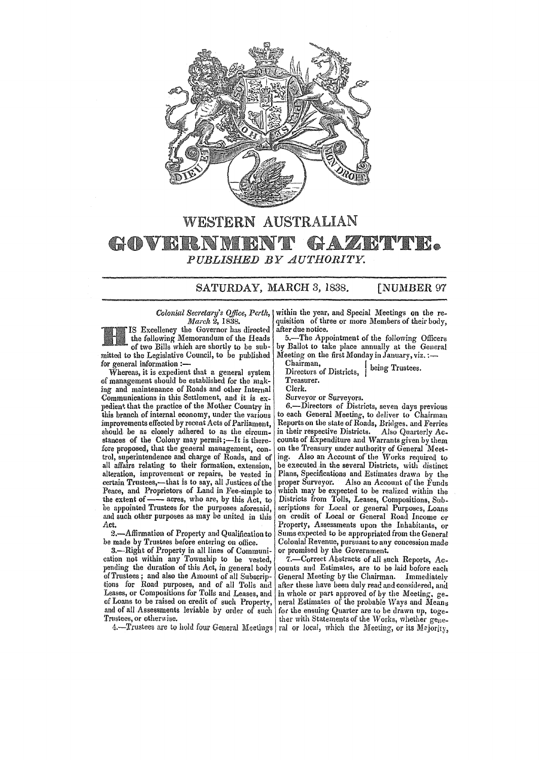# WESTERN AUSTRALIAN

# GOVERNMENT GAZETTE.

*PUBLISHED BY AUTHORITY.*

SATURDAY, MARCH 3, 1838. [NUMBER 97

*Colonial Secretary's Office, Perth, March 2, 1838.*

HIS Excellency the Governor has directed the following Memorandum of the Heads of two Bills which are shortly to be submitted to the Legislative Council, to be published for general information :—

Whereas, it is expedient that a general system of management should be established for the making and maintenance of Roads and other Internal Communications in this Settlement, and it is expedient that the practice of the Mother Country in this branch of internal economy, under the various improvements effected by recent Acts of Parliament, should be as closely adhered to as the circumstances of the Colony may permit;—It is therefore proposed, that the general management, control, superintendence and charge of Roads, and of all affairs relating to their formation, extension, alteration, improvement or repairs, be vested in certain Trustees,—that is to say, all Justices of the Peace, and Proprietors of Land in Fee-simple to the extent of —— acres, who are, by this Act, to be appointed Trustees for the purposes aforesaid, and such other purposes as may be united in this Act.

2.—Affirmation of Property and Qualification to be made by Trustees before entering on office.

3.—Right of Property in all lines of Communication not within any Township to be vested, pending the duration of this Act, in general body of Trustees; and also the Amount of all Subscriptions for Road purposes, and of all Tolls and Leases, or Compositions for Tolls and Leases, and of Loans to be raised on credit of such Property, and of all Assessments leviable by order of such Trustees, or otherwise.

4.—Trustees are to hold four General Meetings within the year, and Special Meetings on the requisition of three or more Members of their body, after due notice.

5.—The Appointment of the following Officers by Ballot to take place annually at the General Meeting on the first Monday in January, viz. :—

Chairman,
Directors of Districts, } being Trustees.
Treasurer.
Clerk.
Surveyor or Surveyors.

6.—Directors of Districts, seven days previous to each General Meeting, to deliver to Chairman Reports on the state of Roads, Bridges, and Ferries in their respective Districts. Also Quarterly Accounts of Expenditure and Warrants given by them on the Treasury under authority of General Meeting. Also an Account of the Works required to be executed in the several Districts, with distinct Plans, Specifications and Estimates drawn by the proper Surveyor. Also an Account of the Funds which may be expected to be realized within the Districts from Tolls, Leases, Compositions, Subscriptions for Local or general Purposes, Loans on credit of Local or General Road Income or Property, Assessments upon the Inhabitants, or Sums expected to be appropriated from the General Colonial Revenue, pursuant to any concession made or promised by the Government.

7.—Correct Abstracts of all such Reports, Accounts and Estimates, are to be laid before each General Meeting by the Chairman. Immediately after these have been duly read and considered, and in whole or part approved of by the Meeting, general Estimates of the probable Ways and Means for the ensuing Quarter are to be drawn up, together with Statements of the Works, whether general or local, which the Meeting, or its Majority,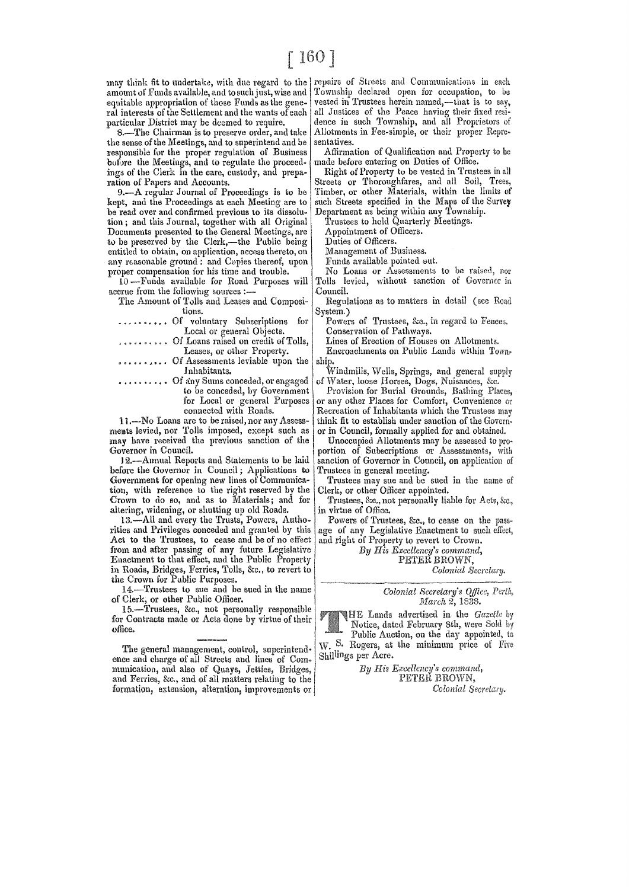may think fit to undertake, with due regard to the amount of Funds available, and to such just, wise and equitable appropriation of those Funds as the general interests of the Settlement and the wants of each particular District may be deemed to require.

8.—The Chairman is to preserve order, and take the sense of the Meetings, and to superintend and be responsible for the proper regulation of Business before the Meetings, and to regulate the proceedings of the Clerk in the care, custody, and preparation of Papers and Accounts.

9.—A regular Journal of Proceedings is to be kept, and the Proceedings at each Meeting are to be read over and confirmed previous to its dissolution; and this Journal, together with all Original Documents presented to the General Meetings, are to be preserved by the Clerk,—the Public being entitled to obtain, on application, access thereto, on any reasonable ground: and Copies thereof, upon proper compensation for his time and trouble.

10.—Funds available for Road Purposes will accrue from the following sources :—

The Amount of Tolls and Leases and Compositions.

.......... Of voluntary Subscriptions for Local or general Objects.

.......... Of Loans raised on credit of Tolls, Leases, or other Property.

.......... Of Assessments leviable upon the Inhabitants.

.......... Of any Sums conceded, or engaged to be conceded, by Government for Local or general Purposes connected with Roads.

11.—No Loans are to be raised, nor any Assessments levied, nor Tolls imposed, except such as may have received the previous sanction of the Governor in Council.

12.—Annual Reports and Statements to be laid before the Governor in Council; Applications to Government for opening new lines of Communication, with reference to the right reserved by the Crown to do so, and as to Materials; and for altering, widening, or shutting up old Roads.

13.—All and every the Trusts, Powers, Authorities and Privileges conceded and granted by this Act to the Trustees, to cease and be of no effect from and after passing of any future Legislative Enactment to that effect, and the Public Property in Roads, Bridges, Ferries, Tolls, &c., to revert to the Crown for Public Purposes.

14.—Trustees to sue and be sued in the name of Clerk, or other Public Officer.

15.—Trustees, &c., not personally responsible for Contracts made or Acts done by virtue of their office.

---

The general management, control, superintendence and charge of all Streets and lines of Communication, and also of Quays, Jetties, Bridges, and Ferries, &c., and of all matters relating to the formation, extension, alteration, improvements or repairs of Streets and Communications in each Township declared open for occupation, to be vested in Trustees herein named,—that is to say, all Justices of the Peace having their fixed residence in such Township, and all Proprietors of Allotments in Fee-simple, or their proper Representatives.

Affirmation of Qualification and Property to be made before entering on Duties of Office.

Right of Property to be vested in Trustees in all Streets or Thoroughfares, and all Soil, Trees, Timber, or other Materials, within the limits of such Streets specified in the Maps of the Survey Department as being within any Township.

Trustees to hold Quarterly Meetings.

Appointment of Officers.

Duties of Officers.

Management of Business.

Funds available pointed out.

No Loans or Assessments to be raised, nor Tolls levied, without sanction of Governor in Council.

Regulations as to matters in detail (see Road System.)

Powers of Trustees, &c., in regard to Fences.

Conservation of Pathways.

Lines of Erection of Houses on Allotments.

Encroachments on Public Lands within Township.

Windmills, Wells, Springs, and general supply of Water, loose Horses, Dogs, Nuisances, &c.

Provision for Burial Grounds, Bathing Places, or any other Places for Comfort, Convenience or Recreation of Inhabitants which the Trustees may think fit to establish under sanction of the Governor in Council, formally applied for and obtained.

Unoccupied Allotments may be assessed to proportion of Subscriptions or Assessments, with sanction of Governor in Council, on application of Trustees in general meeting.

Trustees may sue and be sued in the name of Clerk, or other Officer appointed.

Trustees, &c., not personally liable for Acts, &c., in virtue of Office.

Powers of Trustees, &c., to cease on the passage of any Legislative Enactment to such effect, and right of Property to revert to Crown.

*By His Excellency's command,*
PETER BROWN,
*Colonial Secretary.*

---

*Colonial Secretary's Office, Perth,*
*March 2, 1838.*

THE Lands advertised in the *Gazette* by Notice, dated February 8th, were Sold by Public Auction, on the day appointed, to W. S. Rogers, at the minimum price of Five Shillings per Acre.

*By His Excellency's command,*
PETER BROWN,
*Colonial Secretary.*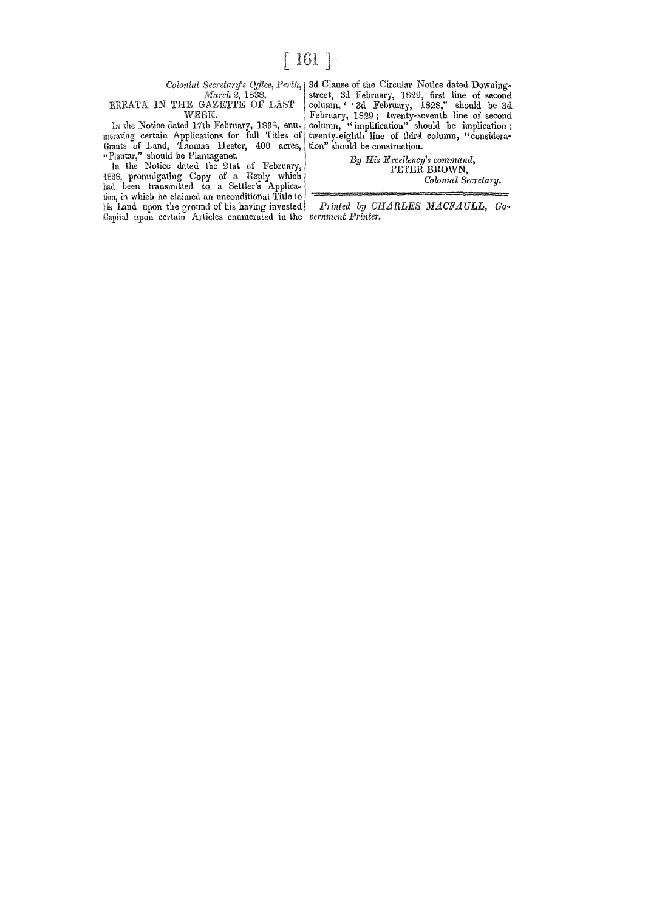*Colonial Secretary's Office, Perth,*
*March 2, 1838.*

ERRATA IN THE GAZETTE OF LAST WEEK.

In the Notice dated 17th February, 1838, enumerating certain Applications for full Titles of Grants of Land, Thomas Hester, 400 acres, "Plantar," should be Plantagenet.

In the Notice dated the 21st of February, 1838, promulgating Copy of a Reply which had been transmitted to a Settler's Application, in which he claimed an unconditional Title to his Land upon the ground of his having invested Capital upon certain Articles enumerated in the 3d Clause of the Circular Notice dated Downing-street, 3d February, 1829, first line of second column, "3d February, 1828," should be 3d February, 1829; twenty-seventh line of second column, "implification" should be implication; twenty-eighth line of third column, "consideration" should be construction.

*By His Excellency's command,*
PETER BROWN,
*Colonial Secretary.*

---

*Printed by CHARLES MACFAULL, Government Printer.*